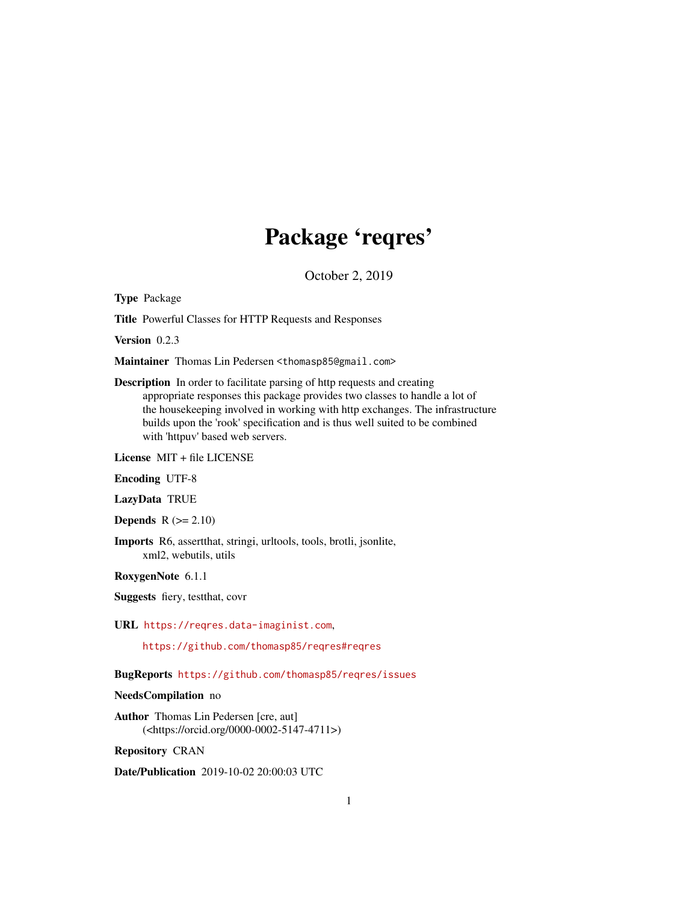# Package 'reqres'

October 2, 2019

**Type** Package

**Title** Powerful Classes for HTTP Requests and Responses

**Version** 0.2.3

**Maintainer** Thomas Lin Pedersen <thomasp85@gmail.com>

**Description** In order to facilitate parsing of http requests and creating appropriate responses this package provides two classes to handle a lot of the housekeeping involved in working with http exchanges. The infrastructure builds upon the 'rook' specification and is thus well suited to be combined with 'httpuv' based web servers.

**License** MIT + file LICENSE

**Encoding** UTF-8

**LazyData** TRUE

**Depends** R (>= 2.10)

**Imports** R6, assertthat, stringi, urltools, tools, brotli, jsonlite, xml2, webutils, utils

**RoxygenNote** 6.1.1

**Suggests** fiery, testthat, covr

**URL** https://reqres.data-imaginist.com,

https://github.com/thomasp85/reqres#reqres

**BugReports** https://github.com/thomasp85/reqres/issues

**NeedsCompilation** no

**Author** Thomas Lin Pedersen [cre, aut] (<https://orcid.org/0000-0002-5147-4711>)

**Repository** CRAN

**Date/Publication** 2019-10-02 20:00:03 UTC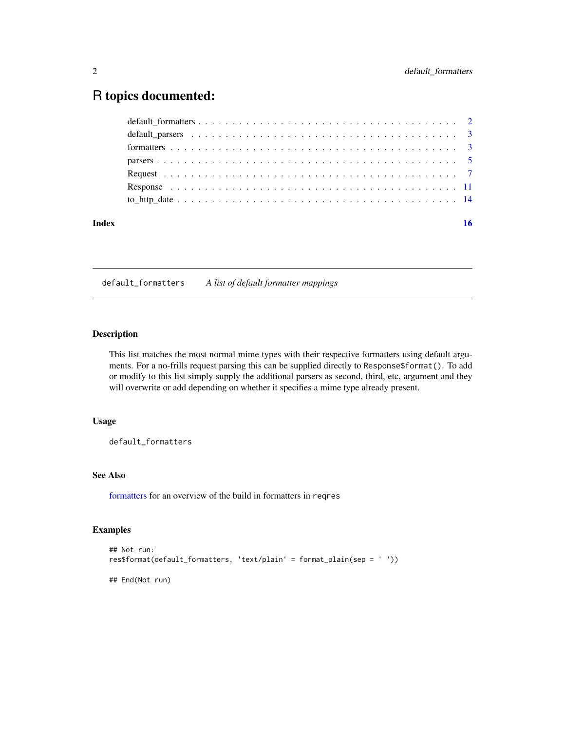# R topics documented:

- default_formatters . . . . . . . . . . . . . . . . . . . . . . . . . . . . . . . . . . . . 2
- default_parsers . . . . . . . . . . . . . . . . . . . . . . . . . . . . . . . . . . . . . . 3
- formatters . . . . . . . . . . . . . . . . . . . . . . . . . . . . . . . . . . . . . . . . 3
- parsers . . . . . . . . . . . . . . . . . . . . . . . . . . . . . . . . . . . . . . . . . . 5
- Request . . . . . . . . . . . . . . . . . . . . . . . . . . . . . . . . . . . . . . . . . 7
- Response . . . . . . . . . . . . . . . . . . . . . . . . . . . . . . . . . . . . . . . . 11
- to_http_date . . . . . . . . . . . . . . . . . . . . . . . . . . . . . . . . . . . . . . 14

**Index** **16**

---

## default_formatters *A list of default formatter mappings*

### Description

This list matches the most normal mime types with their respective formatters using default arguments. For a no-frills request parsing this can be supplied directly to `Response$format()`. To add or modify to this list simply supply the additional parsers as second, third, etc, argument and they will overwrite or add depending on whether it specifies a mime type already present.

### Usage

```
default_formatters
```

### See Also

formatters for an overview of the build in formatters in `reqres`

### Examples

```
## Not run:
res$format(default_formatters, 'text/plain' = format_plain(sep = ' '))

## End(Not run)
```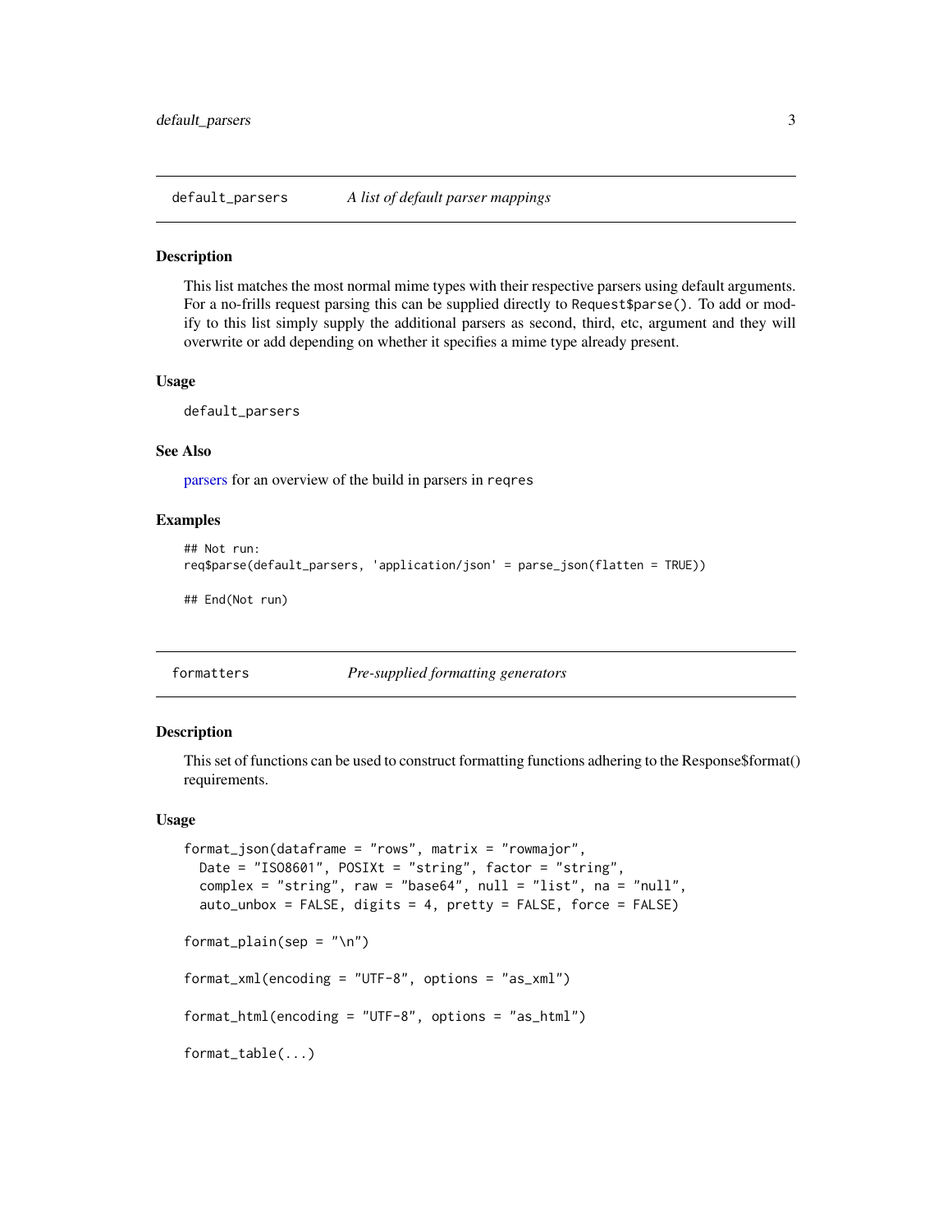## default_parsers — *A list of default parser mappings*

### Description

This list matches the most normal mime types with their respective parsers using default arguments. For a no-frills request parsing this can be supplied directly to `Request$parse()`. To add or modify to this list simply supply the additional parsers as second, third, etc, argument and they will overwrite or add depending on whether it specifies a mime type already present.

### Usage

```
default_parsers
```

### See Also

parsers for an overview of the build in parsers in `reqres`

### Examples

```
## Not run:
req$parse(default_parsers, 'application/json' = parse_json(flatten = TRUE))

## End(Not run)
```

## formatters — *Pre-supplied formatting generators*

### Description

This set of functions can be used to construct formatting functions adhering to the Response$format() requirements.

### Usage

```
format_json(dataframe = "rows", matrix = "rowmajor",
  Date = "ISO8601", POSIXt = "string", factor = "string",
  complex = "string", raw = "base64", null = "list", na = "null",
  auto_unbox = FALSE, digits = 4, pretty = FALSE, force = FALSE)

format_plain(sep = "\n")

format_xml(encoding = "UTF-8", options = "as_xml")

format_html(encoding = "UTF-8", options = "as_html")

format_table(...)
```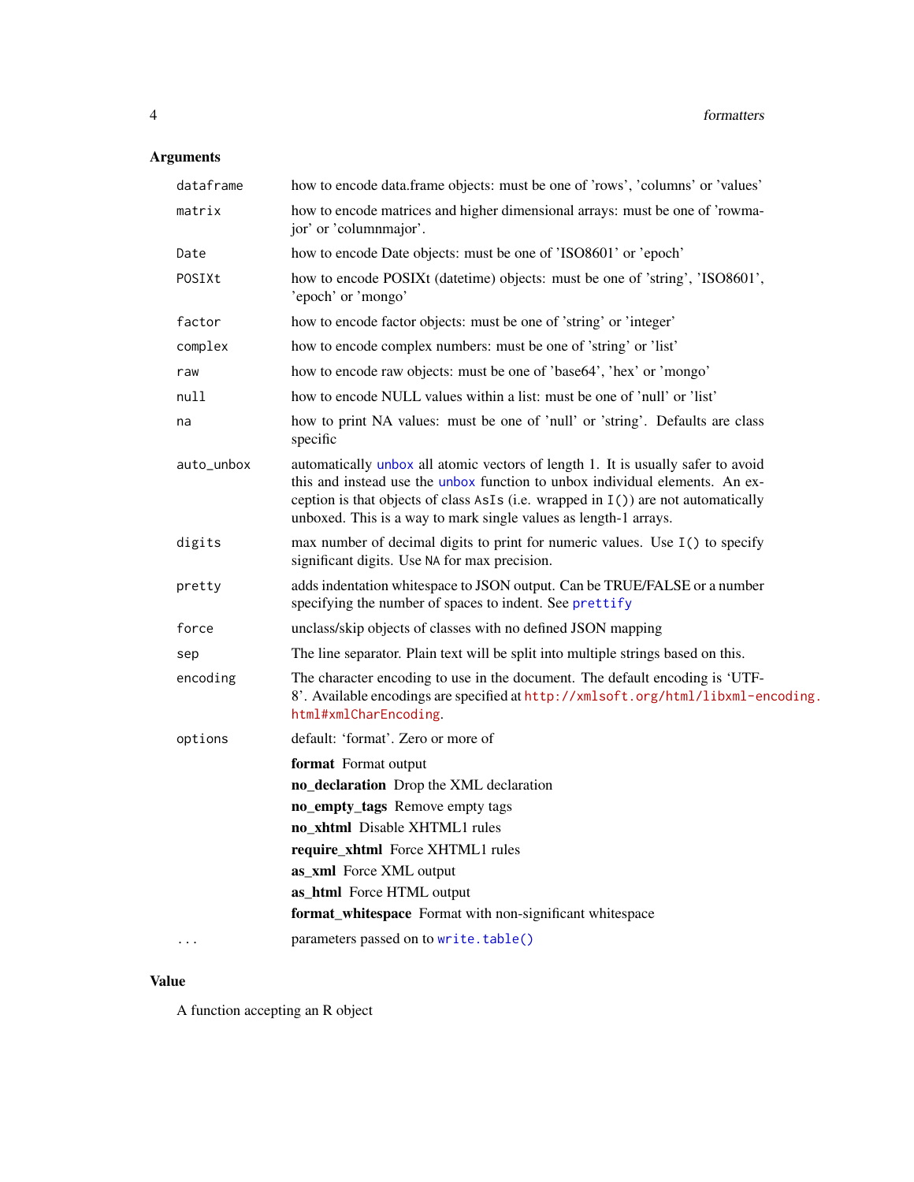## Arguments

| | |
|---|---|
| `dataframe` | how to encode data.frame objects: must be one of 'rows', 'columns' or 'values' |
| `matrix` | how to encode matrices and higher dimensional arrays: must be one of 'rowmajor' or 'columnmajor'. |
| `Date` | how to encode Date objects: must be one of 'ISO8601' or 'epoch' |
| `POSIXt` | how to encode POSIXt (datetime) objects: must be one of 'string', 'ISO8601', 'epoch' or 'mongo' |
| `factor` | how to encode factor objects: must be one of 'string' or 'integer' |
| `complex` | how to encode complex numbers: must be one of 'string' or 'list' |
| `raw` | how to encode raw objects: must be one of 'base64', 'hex' or 'mongo' |
| `null` | how to encode NULL values within a list: must be one of 'null' or 'list' |
| `na` | how to print NA values: must be one of 'null' or 'string'. Defaults are class specific |
| `auto_unbox` | automatically `unbox` all atomic vectors of length 1. It is usually safer to avoid this and instead use the `unbox` function to unbox individual elements. An exception is that objects of class `AsIs` (i.e. wrapped in `I()`) are not automatically unboxed. This is a way to mark single values as length-1 arrays. |
| `digits` | max number of decimal digits to print for numeric values. Use `I()` to specify significant digits. Use `NA` for max precision. |
| `pretty` | adds indentation whitespace to JSON output. Can be TRUE/FALSE or a number specifying the number of spaces to indent. See `prettify` |
| `force` | unclass/skip objects of classes with no defined JSON mapping |
| `sep` | The line separator. Plain text will be split into multiple strings based on this. |
| `encoding` | The character encoding to use in the document. The default encoding is 'UTF-8'. Available encodings are specified at http://xmlsoft.org/html/libxml-encoding.html#xmlCharEncoding. |
| `options` | default: 'format'. Zero or more of<br>**format** Format output<br>**no_declaration** Drop the XML declaration<br>**no_empty_tags** Remove empty tags<br>**no_xhtml** Disable XHTML1 rules<br>**require_xhtml** Force XHTML1 rules<br>**as_xml** Force XML output<br>**as_html** Force HTML output<br>**format_whitespace** Format with non-significant whitespace |
| `...` | parameters passed on to `write.table()` |

## Value

A function accepting an R object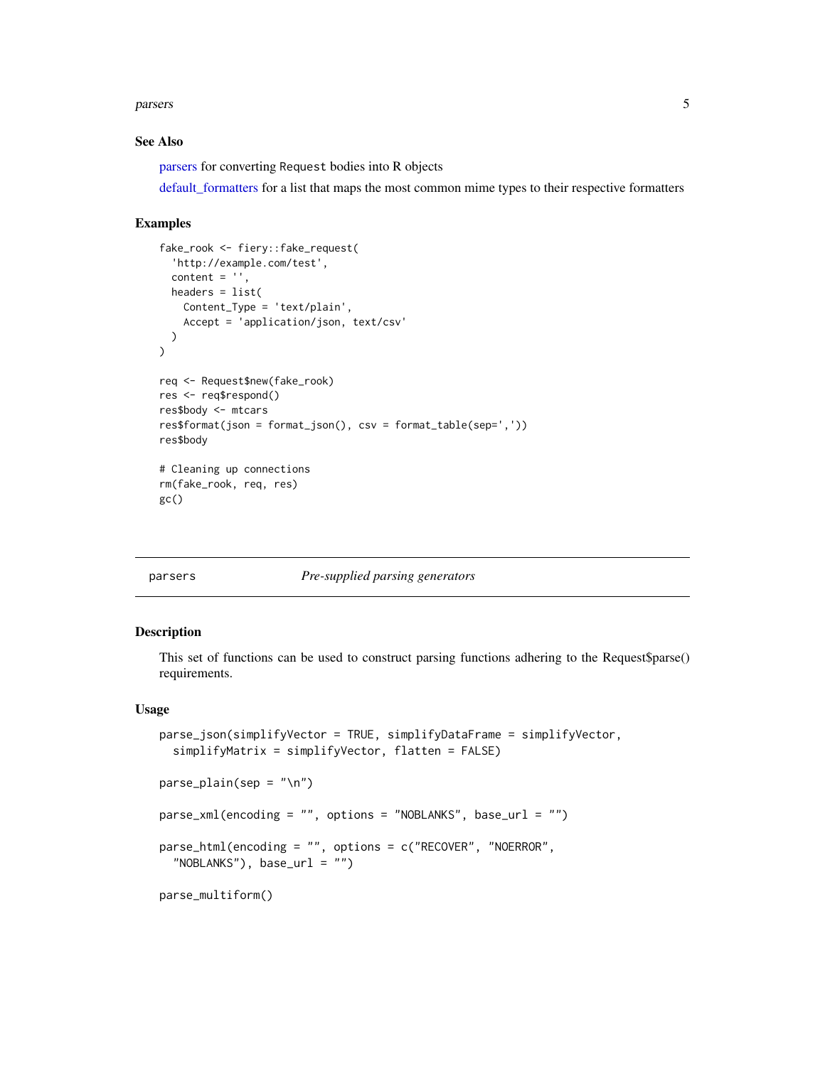### See Also

parsers for converting Request bodies into R objects

default_formatters for a list that maps the most common mime types to their respective formatters

### Examples

```
fake_rook <- fiery::fake_request(
  'http://example.com/test',
  content = '',
  headers = list(
    Content_Type = 'text/plain',
    Accept = 'application/json, text/csv'
  )
)

req <- Request$new(fake_rook)
res <- req$respond()
res$body <- mtcars
res$format(json = format_json(), csv = format_table(sep=','))
res$body

# Cleaning up connections
rm(fake_rook, req, res)
gc()
```

---

## parsers — *Pre-supplied parsing generators*

---

### Description

This set of functions can be used to construct parsing functions adhering to the Request$parse() requirements.

### Usage

```
parse_json(simplifyVector = TRUE, simplifyDataFrame = simplifyVector,
  simplifyMatrix = simplifyVector, flatten = FALSE)

parse_plain(sep = "\n")

parse_xml(encoding = "", options = "NOBLANKS", base_url = "")

parse_html(encoding = "", options = c("RECOVER", "NOERROR",
  "NOBLANKS"), base_url = "")

parse_multiform()
```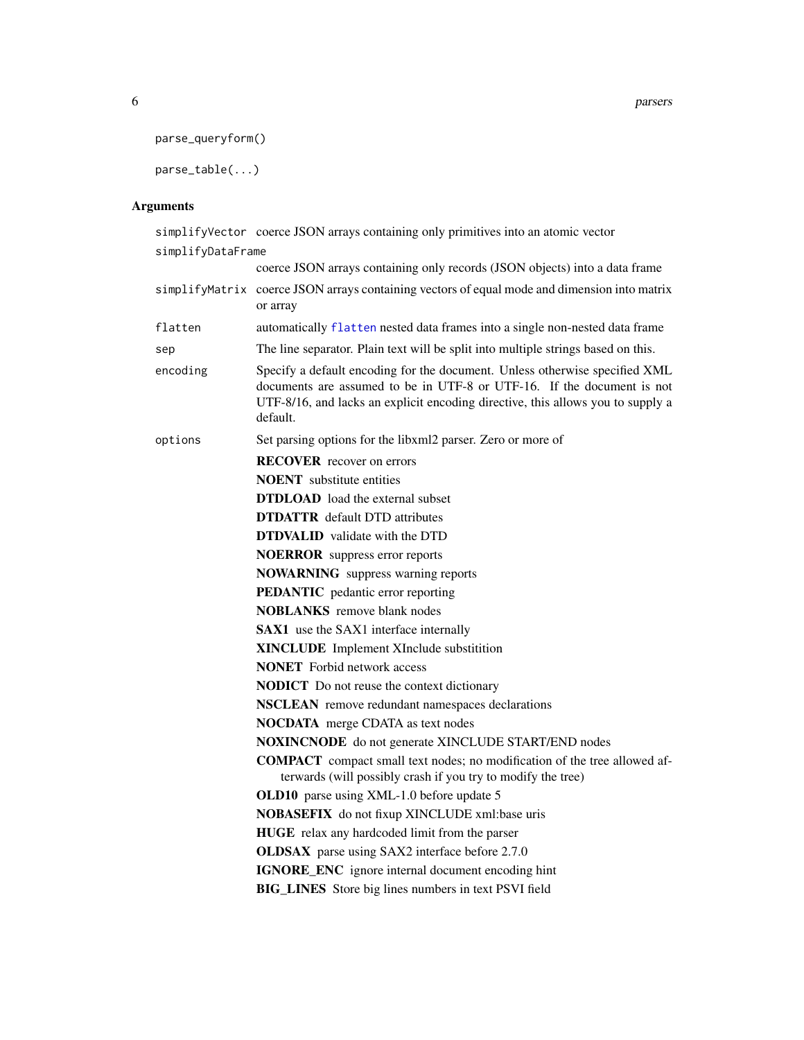```
parse_queryform()

parse_table(...)
```

## Arguments

| | |
|---|---|
| simplifyVector | coerce JSON arrays containing only primitives into an atomic vector |
| simplifyDataFrame | coerce JSON arrays containing only records (JSON objects) into a data frame |
| simplifyMatrix | coerce JSON arrays containing vectors of equal mode and dimension into matrix or array |
| flatten | automatically flatten nested data frames into a single non-nested data frame |
| sep | The line separator. Plain text will be split into multiple strings based on this. |
| encoding | Specify a default encoding for the document. Unless otherwise specified XML documents are assumed to be in UTF-8 or UTF-16. If the document is not UTF-8/16, and lacks an explicit encoding directive, this allows you to supply a default. |
| options | Set parsing options for the libxml2 parser. Zero or more of |

- **RECOVER** recover on errors
- **NOENT** substitute entities
- **DTDLOAD** load the external subset
- **DTDATTR** default DTD attributes
- **DTDVALID** validate with the DTD
- **NOERROR** suppress error reports
- **NOWARNING** suppress warning reports
- **PEDANTIC** pedantic error reporting
- **NOBLANKS** remove blank nodes
- **SAX1** use the SAX1 interface internally
- **XINCLUDE** Implement XInclude substitition
- **NONET** Forbid network access
- **NODICT** Do not reuse the context dictionary
- **NSCLEAN** remove redundant namespaces declarations
- **NOCDATA** merge CDATA as text nodes
- **NOXINCNODE** do not generate XINCLUDE START/END nodes
- **COMPACT** compact small text nodes; no modification of the tree allowed afterwards (will possibly crash if you try to modify the tree)
- **OLD10** parse using XML-1.0 before update 5
- **NOBASEFIX** do not fixup XINCLUDE xml:base uris
- **HUGE** relax any hardcoded limit from the parser
- **OLDSAX** parse using SAX2 interface before 2.7.0
- **IGNORE_ENC** ignore internal document encoding hint
- **BIG_LINES** Store big lines numbers in text PSVI field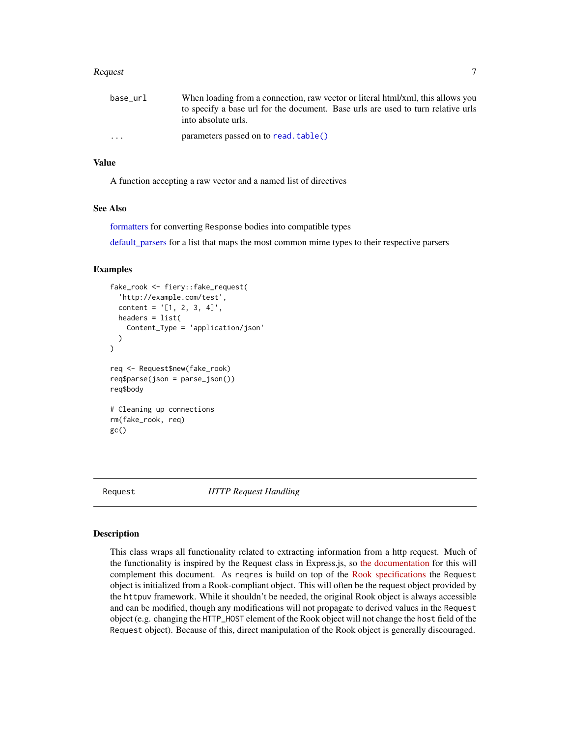| | |
|---|---|
| base_url | When loading from a connection, raw vector or literal html/xml, this allows you to specify a base url for the document. Base urls are used to turn relative urls into absolute urls. |
| ... | parameters passed on to read.table() |

### Value

A function accepting a raw vector and a named list of directives

### See Also

formatters for converting Response bodies into compatible types

default_parsers for a list that maps the most common mime types to their respective parsers

### Examples

```
fake_rook <- fiery::fake_request(
  'http://example.com/test',
  content = '[1, 2, 3, 4]',
  headers = list(
    Content_Type = 'application/json'
  )
)

req <- Request$new(fake_rook)
req$parse(json = parse_json())
req$body

# Cleaning up connections
rm(fake_rook, req)
gc()
```

---

## Request — *HTTP Request Handling*

---

### Description

This class wraps all functionality related to extracting information from a http request. Much of the functionality is inspired by the Request class in Express.js, so the documentation for this will complement this document. As reqres is build on top of the Rook specifications the Request object is initialized from a Rook-compliant object. This will often be the request object provided by the httpuv framework. While it shouldn't be needed, the original Rook object is always accessible and can be modified, though any modifications will not propagate to derived values in the Request object (e.g. changing the HTTP_HOST element of the Rook object will not change the host field of the Request object). Because of this, direct manipulation of the Rook object is generally discouraged.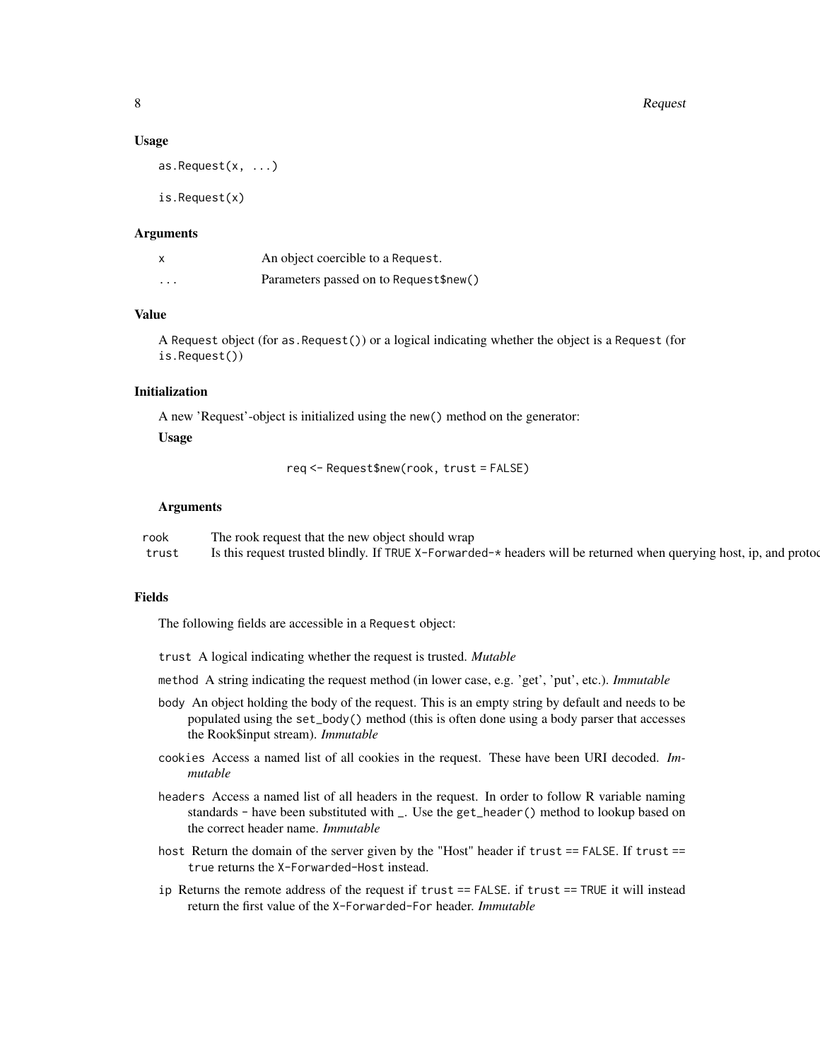### Usage

```
as.Request(x, ...)

is.Request(x)
```

### Arguments

| | |
|---|---|
| x | An object coercible to a Request. |
| ... | Parameters passed on to Request$new() |

### Value

A Request object (for as.Request()) or a logical indicating whether the object is a Request (for is.Request())

### Initialization

A new 'Request'-object is initialized using the new() method on the generator:

**Usage**

```
req <- Request$new(rook, trust = FALSE)
```

**Arguments**

| | |
|---|---|
| rook | The rook request that the new object should wrap |
| trust | Is this request trusted blindly. If TRUE X-Forwarded-* headers will be returned when querying host, ip, and protoc |

### Fields

The following fields are accessible in a Request object:

- trust A logical indicating whether the request is trusted. *Mutable*
- method A string indicating the request method (in lower case, e.g. 'get', 'put', etc.). *Immutable*
- body An object holding the body of the request. This is an empty string by default and needs to be populated using the set_body() method (this is often done using a body parser that accesses the Rook$input stream). *Immutable*
- cookies Access a named list of all cookies in the request. These have been URI decoded. *Immutable*
- headers Access a named list of all headers in the request. In order to follow R variable naming standards - have been substituted with _. Use the get_header() method to lookup based on the correct header name. *Immutable*
- host Return the domain of the server given by the "Host" header if trust == FALSE. If trust == true returns the X-Forwarded-Host instead.
- ip Returns the remote address of the request if trust == FALSE. if trust == TRUE it will instead return the first value of the X-Forwarded-For header. *Immutable*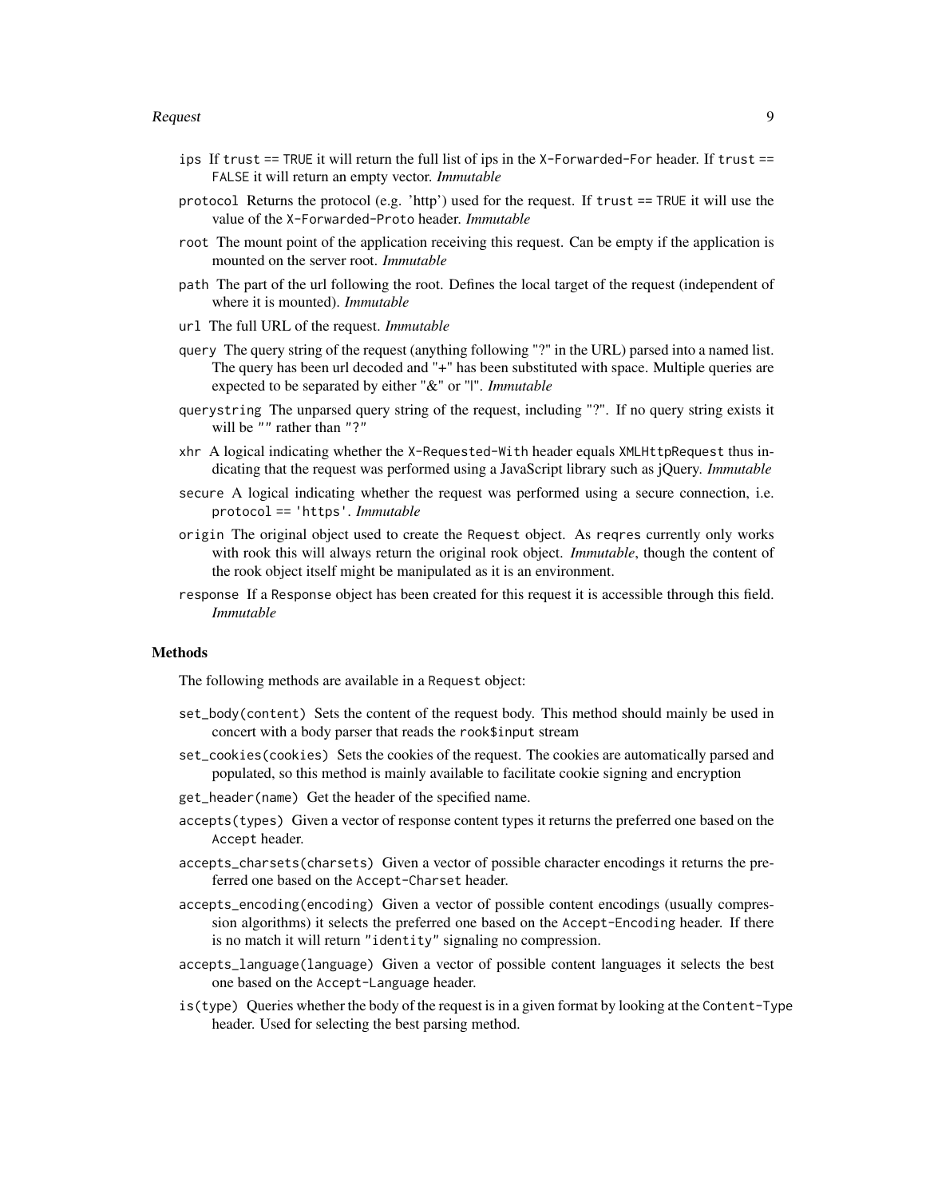`ips` If `trust == TRUE` it will return the full list of ips in the `X-Forwarded-For` header. If `trust == FALSE` it will return an empty vector. *Immutable*

`protocol` Returns the protocol (e.g. 'http') used for the request. If `trust == TRUE` it will use the value of the `X-Forwarded-Proto` header. *Immutable*

`root` The mount point of the application receiving this request. Can be empty if the application is mounted on the server root. *Immutable*

`path` The part of the url following the root. Defines the local target of the request (independent of where it is mounted). *Immutable*

`url` The full URL of the request. *Immutable*

`query` The query string of the request (anything following "?" in the URL) parsed into a named list. The query has been url decoded and "+" has been substituted with space. Multiple queries are expected to be separated by either "&" or "|". *Immutable*

`querystring` The unparsed query string of the request, including "?". If no query string exists it will be `""` rather than `"?"`

`xhr` A logical indicating whether the `X-Requested-With` header equals `XMLHttpRequest` thus indicating that the request was performed using a JavaScript library such as jQuery. *Immutable*

`secure` A logical indicating whether the request was performed using a secure connection, i.e. `protocol == 'https'`. *Immutable*

`origin` The original object used to create the `Request` object. As `reqres` currently only works with rook this will always return the original rook object. *Immutable*, though the content of the rook object itself might be manipulated as it is an environment.

`response` If a `Response` object has been created for this request it is accessible through this field. *Immutable*

### Methods

The following methods are available in a `Request` object:

`set_body(content)` Sets the content of the request body. This method should mainly be used in concert with a body parser that reads the `rook$input` stream

`set_cookies(cookies)` Sets the cookies of the request. The cookies are automatically parsed and populated, so this method is mainly available to facilitate cookie signing and encryption

`get_header(name)` Get the header of the specified name.

`accepts(types)` Given a vector of response content types it returns the preferred one based on the `Accept` header.

`accepts_charsets(charsets)` Given a vector of possible character encodings it returns the preferred one based on the `Accept-Charset` header.

`accepts_encoding(encoding)` Given a vector of possible content encodings (usually compression algorithms) it selects the preferred one based on the `Accept-Encoding` header. If there is no match it will return `"identity"` signaling no compression.

`accepts_language(language)` Given a vector of possible content languages it selects the best one based on the `Accept-Language` header.

`is(type)` Queries whether the body of the request is in a given format by looking at the `Content-Type` header. Used for selecting the best parsing method.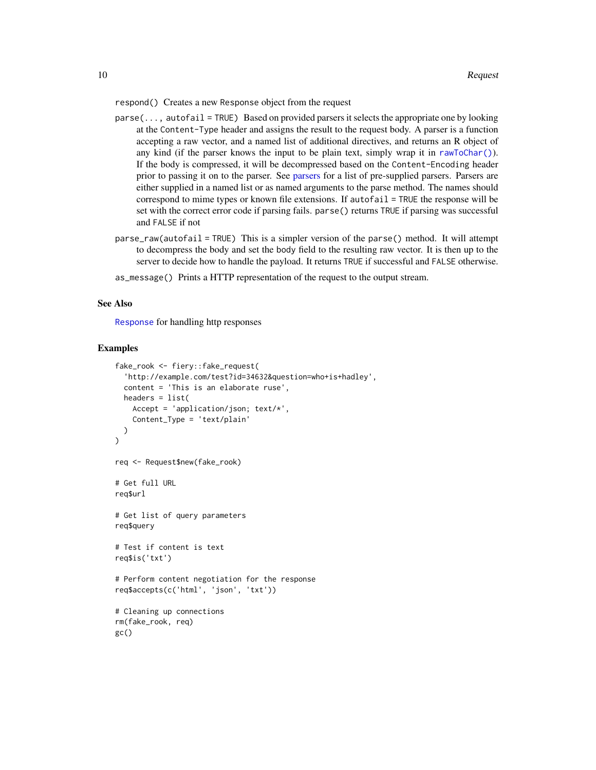`respond()` Creates a new `Response` object from the request

`parse(..., autofail = TRUE)` Based on provided parsers it selects the appropriate one by looking at the `Content-Type` header and assigns the result to the request body. A parser is a function accepting a raw vector, and a named list of additional directives, and returns an R object of any kind (if the parser knows the input to be plain text, simply wrap it in `rawToChar()`). If the body is compressed, it will be decompressed based on the `Content-Encoding` header prior to passing it on to the parser. See parsers for a list of pre-supplied parsers. Parsers are either supplied in a named list or as named arguments to the parse method. The names should correspond to mime types or known file extensions. If `autofail = TRUE` the response will be set with the correct error code if parsing fails. `parse()` returns `TRUE` if parsing was successful and `FALSE` if not

`parse_raw(autofail = TRUE)` This is a simpler version of the `parse()` method. It will attempt to decompress the body and set the body field to the resulting raw vector. It is then up to the server to decide how to handle the payload. It returns `TRUE` if successful and `FALSE` otherwise.

`as_message()` Prints a HTTP representation of the request to the output stream.

## See Also

`Response` for handling http responses

## Examples

```
fake_rook <- fiery::fake_request(
  'http://example.com/test?id=34632&question=who+is+hadley',
  content = 'This is an elaborate ruse',
  headers = list(
    Accept = 'application/json; text/*',
    Content_Type = 'text/plain'
  )
)

req <- Request$new(fake_rook)

# Get full URL
req$url

# Get list of query parameters
req$query

# Test if content is text
req$is('txt')

# Perform content negotiation for the response
req$accepts(c('html', 'json', 'txt'))

# Cleaning up connections
rm(fake_rook, req)
gc()
```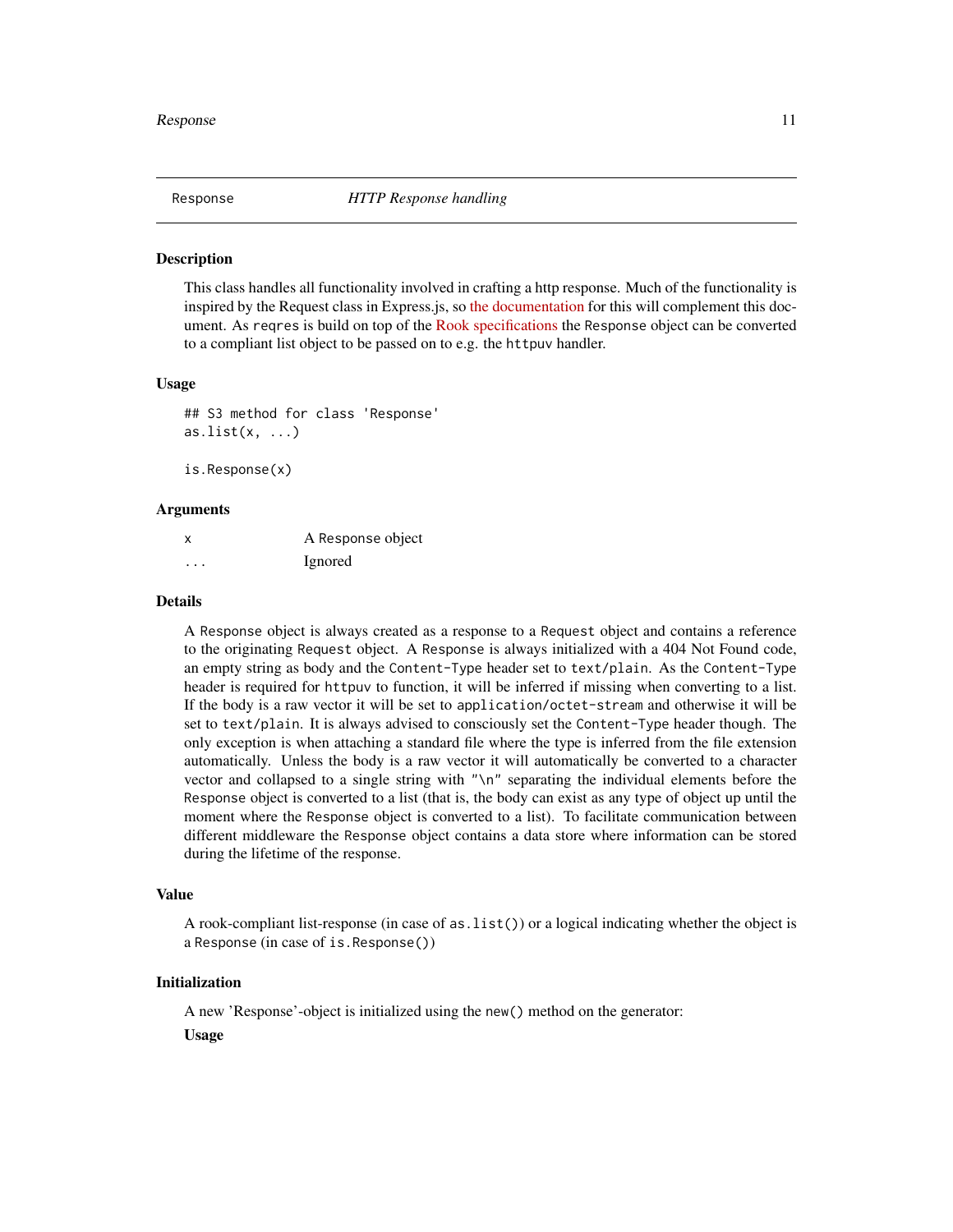## Response — *HTTP Response handling*

### Description

This class handles all functionality involved in crafting a http response. Much of the functionality is inspired by the Request class in Express.js, so the documentation for this will complement this document. As `reqres` is build on top of the Rook specifications the `Response` object can be converted to a compliant list object to be passed on to e.g. the `httpuv` handler.

### Usage

```
## S3 method for class 'Response'
as.list(x, ...)

is.Response(x)
```

### Arguments

| | |
|---|---|
| `x` | A Response object |
| `...` | Ignored |

### Details

A `Response` object is always created as a response to a `Request` object and contains a reference to the originating `Request` object. A `Response` is always initialized with a 404 Not Found code, an empty string as body and the `Content-Type` header set to `text/plain`. As the `Content-Type` header is required for `httpuv` to function, it will be inferred if missing when converting to a list. If the body is a raw vector it will be set to `application/octet-stream` and otherwise it will be set to `text/plain`. It is always advised to consciously set the `Content-Type` header though. The only exception is when attaching a standard file where the type is inferred from the file extension automatically. Unless the body is a raw vector it will automatically be converted to a character vector and collapsed to a single string with `"\n"` separating the individual elements before the `Response` object is converted to a list (that is, the body can exist as any type of object up until the moment where the `Response` object is converted to a list). To facilitate communication between different middleware the `Response` object contains a data store where information can be stored during the lifetime of the response.

### Value

A rook-compliant list-response (in case of `as.list()`) or a logical indicating whether the object is a `Response` (in case of `is.Response()`)

### Initialization

A new 'Response'-object is initialized using the `new()` method on the generator:

**Usage**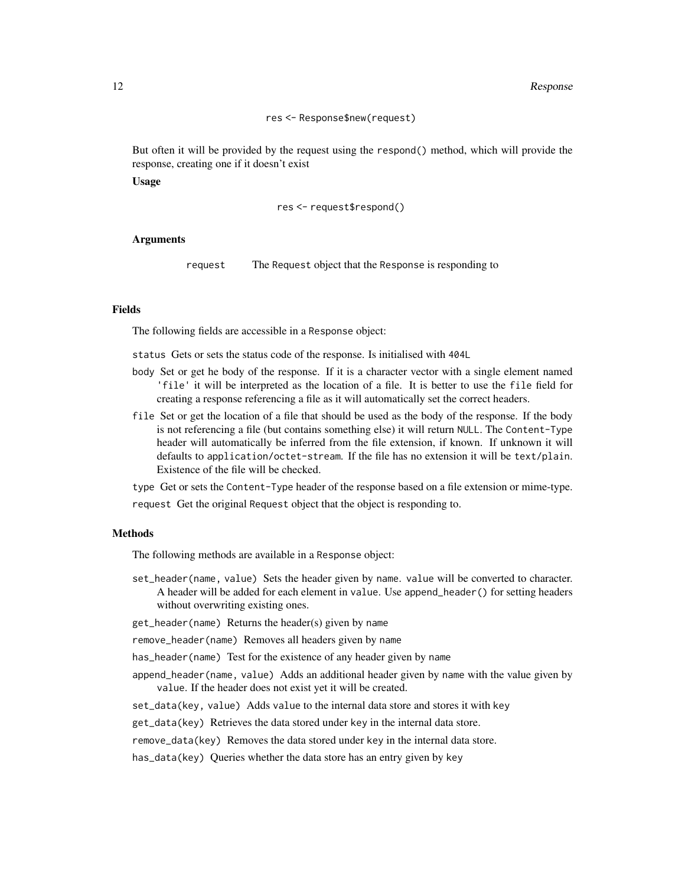```
res <- Response$new(request)
```

But often it will be provided by the request using the `respond()` method, which will provide the response, creating one if it doesn't exist

**Usage**

```
res <- request$respond()
```

**Arguments**

`request` The `Request` object that the `Response` is responding to

## Fields

The following fields are accessible in a `Response` object:

- `status` Gets or sets the status code of the response. Is initialised with `404L`
- `body` Set or get he body of the response. If it is a character vector with a single element named `'file'` it will be interpreted as the location of a file. It is better to use the `file` field for creating a response referencing a file as it will automatically set the correct headers.
- `file` Set or get the location of a file that should be used as the body of the response. If the body is not referencing a file (but contains something else) it will return `NULL`. The `Content-Type` header will automatically be inferred from the file extension, if known. If unknown it will defaults to `application/octet-stream`. If the file has no extension it will be `text/plain`. Existence of the file will be checked.
- `type` Get or sets the `Content-Type` header of the response based on a file extension or mime-type.
- `request` Get the original `Request` object that the object is responding to.

## Methods

The following methods are available in a `Response` object:

- `set_header(name, value)` Sets the header given by `name`. `value` will be converted to character. A header will be added for each element in `value`. Use `append_header()` for setting headers without overwriting existing ones.
- `get_header(name)` Returns the header(s) given by `name`
- `remove_header(name)` Removes all headers given by `name`
- `has_header(name)` Test for the existence of any header given by `name`
- `append_header(name, value)` Adds an additional header given by `name` with the value given by `value`. If the header does not exist yet it will be created.
- `set_data(key, value)` Adds `value` to the internal data store and stores it with `key`
- `get_data(key)` Retrieves the data stored under `key` in the internal data store.
- `remove_data(key)` Removes the data stored under `key` in the internal data store.
- `has_data(key)` Queries whether the data store has an entry given by `key`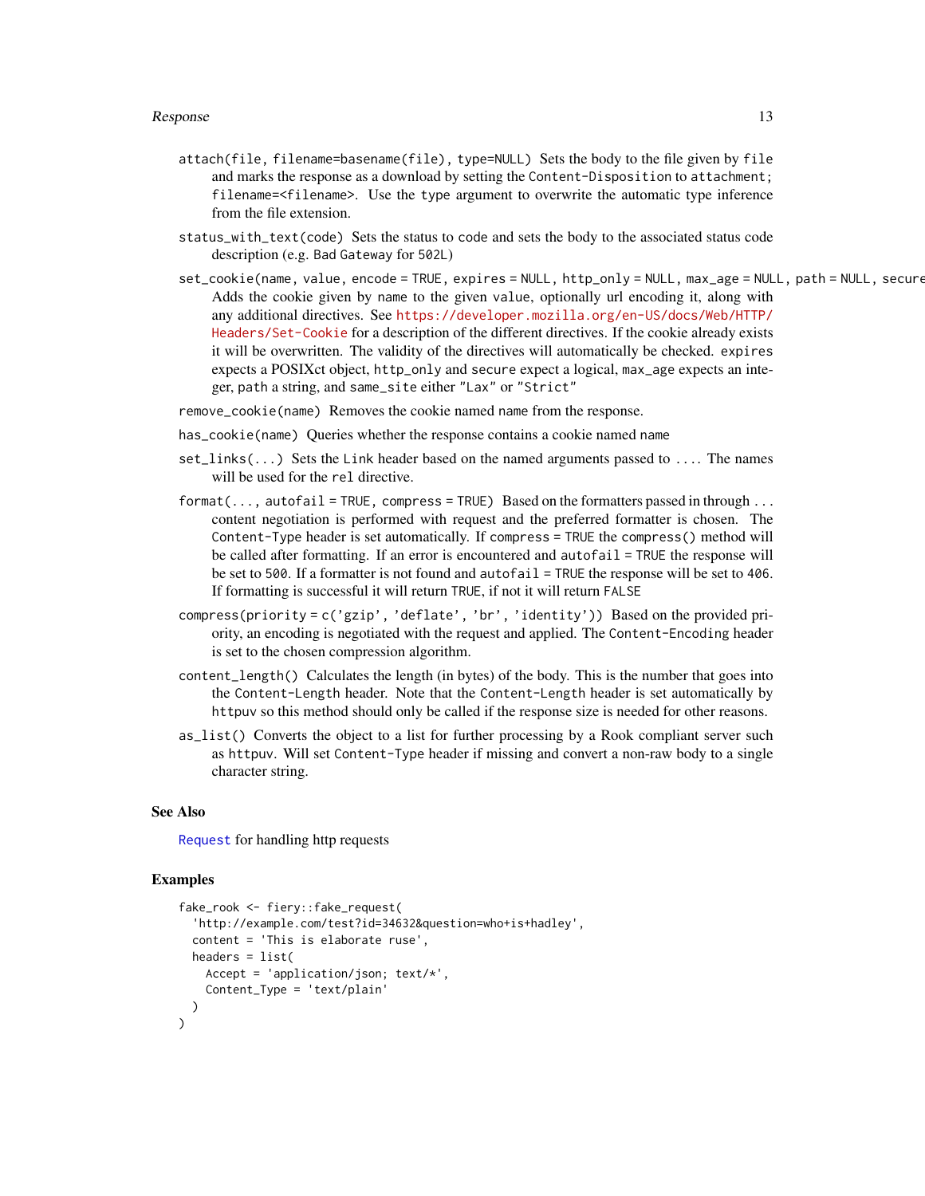`attach(file, filename=basename(file), type=NULL)` Sets the body to the file given by `file` and marks the response as a download by setting the `Content-Disposition` to `attachment; filename=<filename>`. Use the `type` argument to overwrite the automatic type inference from the file extension.

`status_with_text(code)` Sets the status to `code` and sets the body to the associated status code description (e.g. `Bad Gateway` for `502L`)

`set_cookie(name, value, encode = TRUE, expires = NULL, http_only = NULL, max_age = NULL, path = NULL, secure` Adds the cookie given by `name` to the given `value`, optionally url encoding it, along with any additional directives. See https://developer.mozilla.org/en-US/docs/Web/HTTP/Headers/Set-Cookie for a description of the different directives. If the cookie already exists it will be overwritten. The validity of the directives will automatically be checked. `expires` expects a POSIXct object, `http_only` and `secure` expect a logical, `max_age` expects an integer, `path` a string, and `same_site` either `"Lax"` or `"Strict"`

`remove_cookie(name)` Removes the cookie named `name` from the response.

`has_cookie(name)` Queries whether the response contains a cookie named `name`

`set_links(...)` Sets the `Link` header based on the named arguments passed to `...`. The names will be used for the `rel` directive.

`format(..., autofail = TRUE, compress = TRUE)` Based on the formatters passed in through `...` content negotiation is performed with request and the preferred formatter is chosen. The `Content-Type` header is set automatically. If `compress = TRUE` the `compress()` method will be called after formatting. If an error is encountered and `autofail = TRUE` the response will be set to `500`. If a formatter is not found and `autofail = TRUE` the response will be set to `406`. If formatting is successful it will return `TRUE`, if not it will return `FALSE`

`compress(priority = c('gzip', 'deflate', 'br', 'identity'))` Based on the provided priority, an encoding is negotiated with the request and applied. The `Content-Encoding` header is set to the chosen compression algorithm.

`content_length()` Calculates the length (in bytes) of the body. This is the number that goes into the `Content-Length` header. Note that the `Content-Length` header is set automatically by `httpuv` so this method should only be called if the response size is needed for other reasons.

`as_list()` Converts the object to a list for further processing by a Rook compliant server such as `httpuv`. Will set `Content-Type` header if missing and convert a non-raw body to a single character string.

## See Also

`Request` for handling http requests

## Examples

```
fake_rook <- fiery::fake_request(
  'http://example.com/test?id=34632&question=who+is+hadley',
  content = 'This is elaborate ruse',
  headers = list(
    Accept = 'application/json; text/*',
    Content_Type = 'text/plain'
  )
)
```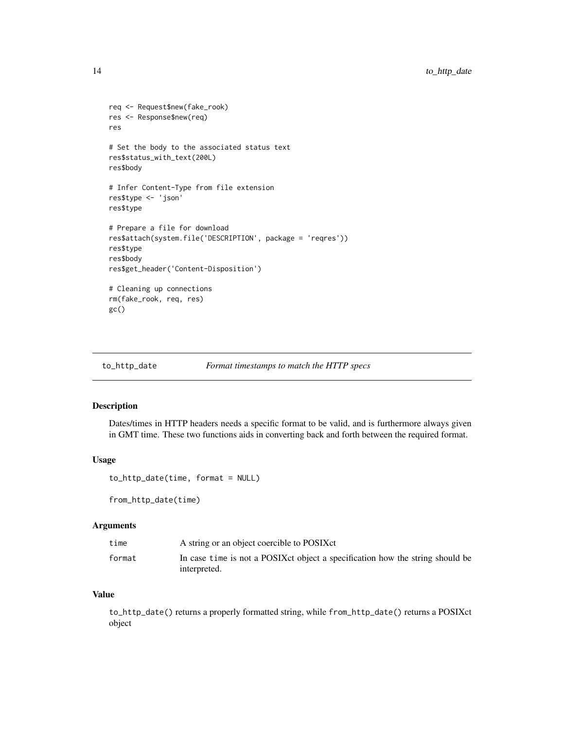```
req <- Request$new(fake_rook)
res <- Response$new(req)
res

# Set the body to the associated status text
res$status_with_text(200L)
res$body

# Infer Content-Type from file extension
res$type <- 'json'
res$type

# Prepare a file for download
res$attach(system.file('DESCRIPTION', package = 'reqres'))
res$type
res$body
res$get_header('Content-Disposition')

# Cleaning up connections
rm(fake_rook, req, res)
gc()
```

## to_http_date — *Format timestamps to match the HTTP specs*

### Description

Dates/times in HTTP headers needs a specific format to be valid, and is furthermore always given in GMT time. These two functions aids in converting back and forth between the required format.

### Usage

```
to_http_date(time, format = NULL)

from_http_date(time)
```

### Arguments

| | |
|---|---|
| `time` | A string or an object coercible to POSIXct |
| `format` | In case `time` is not a POSIXct object a specification how the string should be interpreted. |

### Value

`to_http_date()` returns a properly formatted string, while `from_http_date()` returns a POSIXct object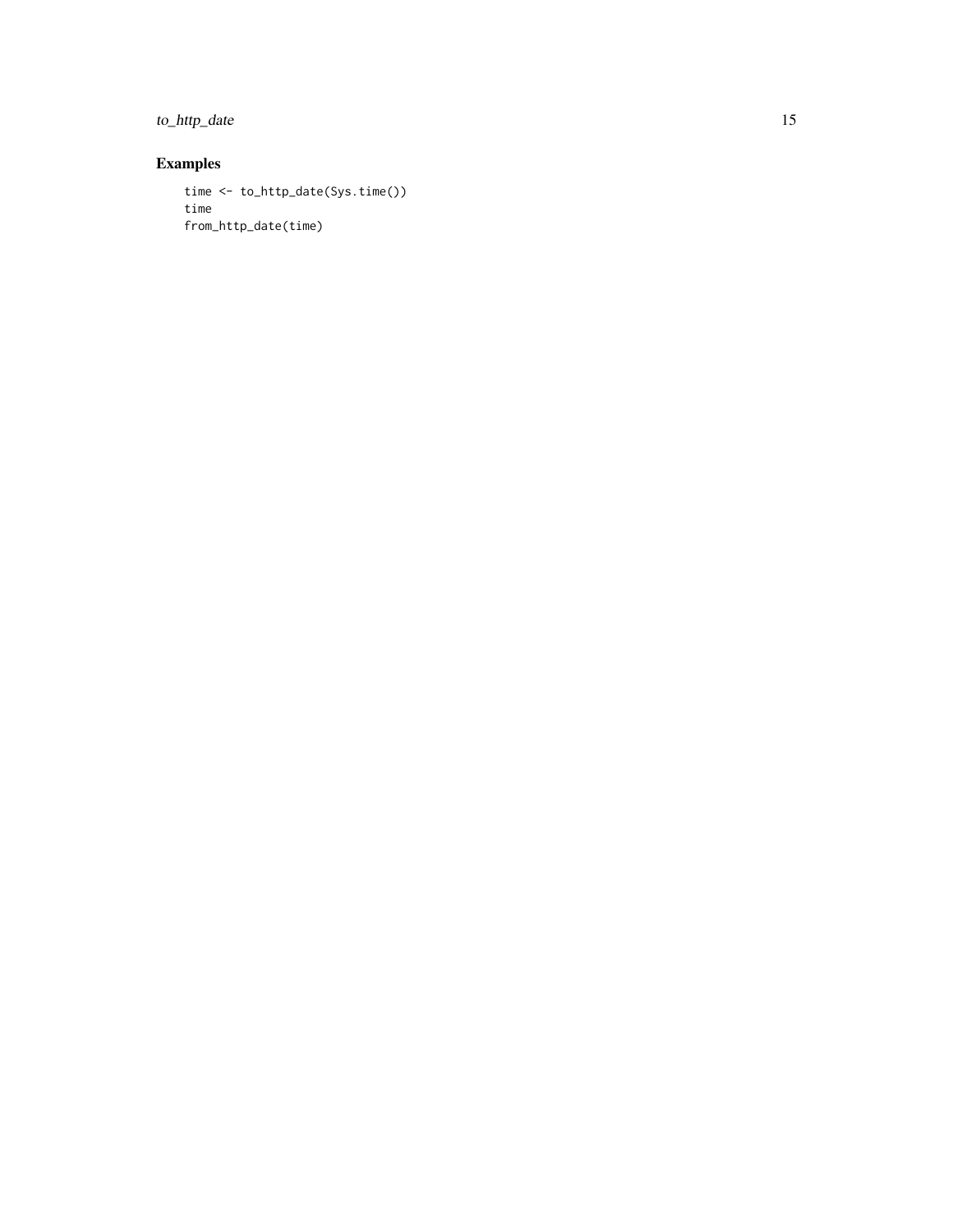## Examples

```
time <- to_http_date(Sys.time())
time
from_http_date(time)
```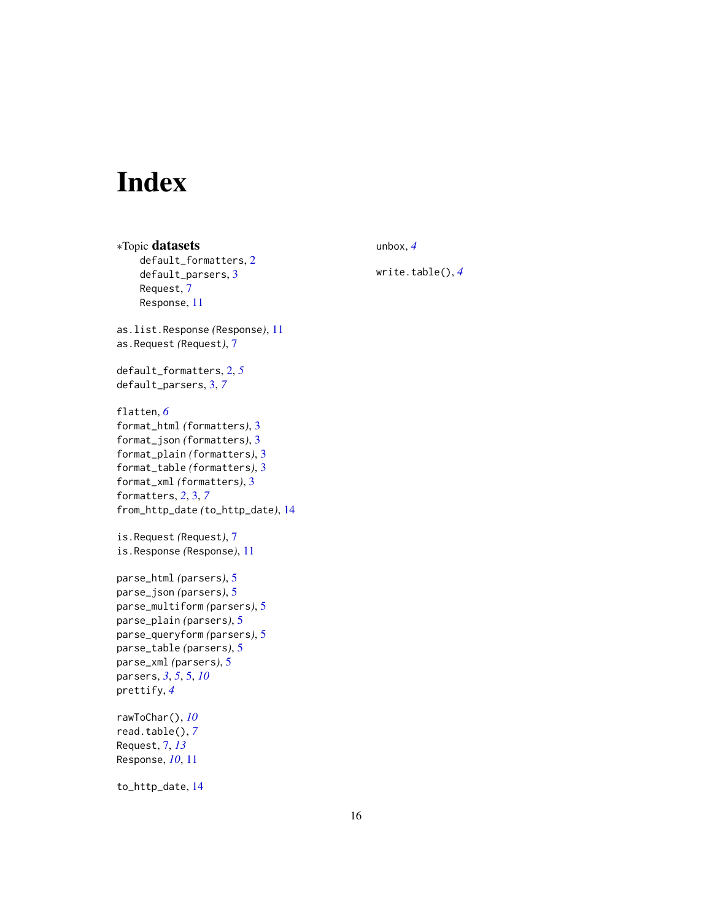# Index

*Topic **datasets**
  default_formatters, 2
  default_parsers, 3
  Request, 7
  Response, 11

as.list.Response *(*Response*)*, 11
as.Request *(*Request*)*, 7

default_formatters, 2, *5*
default_parsers, 3, *7*

flatten, *6*
format_html *(*formatters*)*, 3
format_json *(*formatters*)*, 3
format_plain *(*formatters*)*, 3
format_table *(*formatters*)*, 3
format_xml *(*formatters*)*, 3
formatters, *2*, 3, *7*
from_http_date *(*to_http_date*)*, 14

is.Request *(*Request*)*, 7
is.Response *(*Response*)*, 11

parse_html *(*parsers*)*, 5
parse_json *(*parsers*)*, 5
parse_multiform *(*parsers*)*, 5
parse_plain *(*parsers*)*, 5
parse_queryform *(*parsers*)*, 5
parse_table *(*parsers*)*, 5
parse_xml *(*parsers*)*, 5
parsers, *3*, *5*, 5, *10*
prettify, *4*

rawToChar(), *10*
read.table(), *7*
Request, 7, *13*
Response, *10*, 11

to_http_date, 14

unbox, *4*

write.table(), *4*